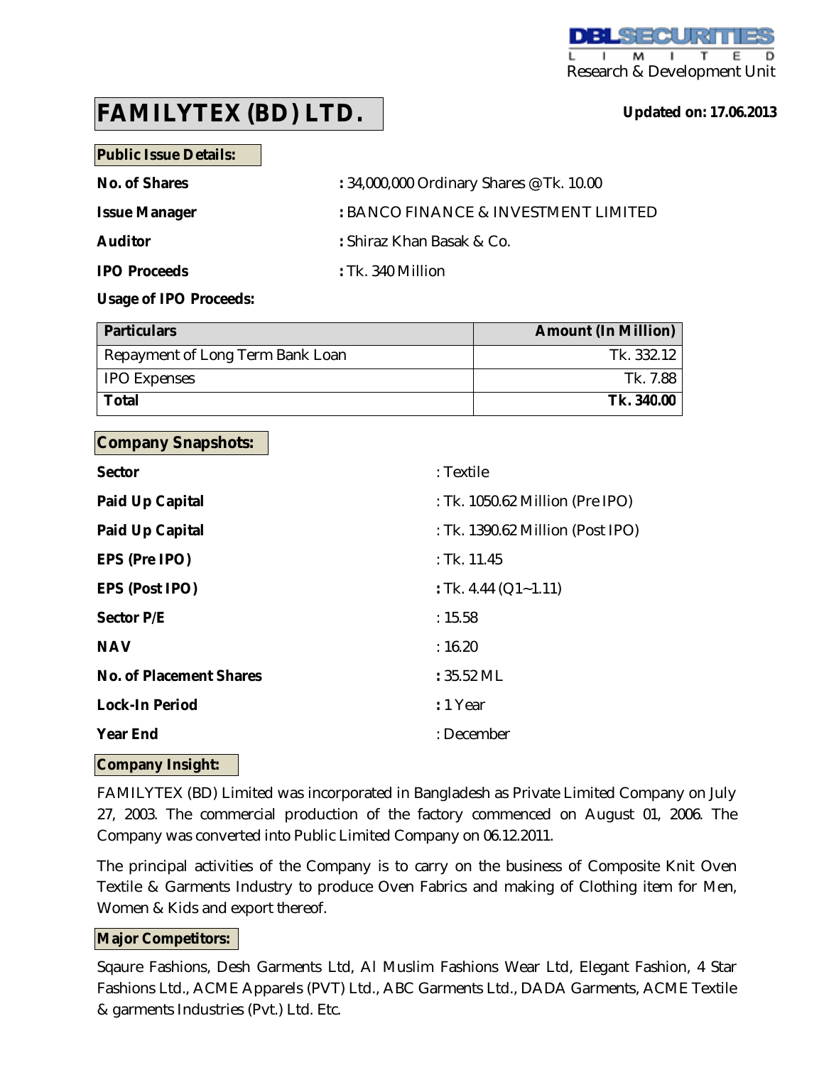DBL SECURITIES LIMITED
Research & Development Unit

# FAMILYTEX (BD) LTD.

**Updated on: 17.06.2013**

## Public Issue Details:

**No. of Shares** : 34,000,000 Ordinary Shares @ Tk. 10.00

**Issue Manager** : BANCO FINANCE & INVESTMENT LIMITED

**Auditor** : Shiraz Khan Basak & Co.

**IPO Proceeds** : Tk. 340 Million

**Usage of IPO Proceeds:**

| Particulars | Amount (In Million) |
|---|---|
| Repayment of Long Term Bank Loan | Tk. 332.12 |
| IPO Expenses | Tk. 7.88 |
| **Total** | **Tk. 340.00** |

## Company Snapshots:

**Sector** : Textile

**Paid Up Capital** : Tk. 1050.62 Million (Pre IPO)

**Paid Up Capital** : Tk. 1390.62 Million (Post IPO)

**EPS (Pre IPO)** : Tk. 11.45

**EPS (Post IPO)** : Tk. 4.44 (Q1~1.11)

**Sector P/E** : 15.58

**NAV** : 16.20

**No. of Placement Shares** : 35.52 ML

**Lock-In Period** : 1 Year

**Year End** : December

## Company Insight:

FAMILYTEX (BD) Limited was incorporated in Bangladesh as Private Limited Company on July 27, 2003. The commercial production of the factory commenced on August 01, 2006. The Company was converted into Public Limited Company on 06.12.2011.

The principal activities of the Company is to carry on the business of Composite Knit Oven Textile & Garments Industry to produce Oven Fabrics and making of Clothing item for Men, Women & Kids and export thereof.

## Major Competitors:

Sqaure Fashions, Desh Garments Ltd, Al Muslim Fashions Wear Ltd, Elegant Fashion, 4 Star Fashions Ltd., ACME Apparels (PVT) Ltd., ABC Garments Ltd., DADA Garments, ACME Textile & garments Industries (Pvt.) Ltd. Etc.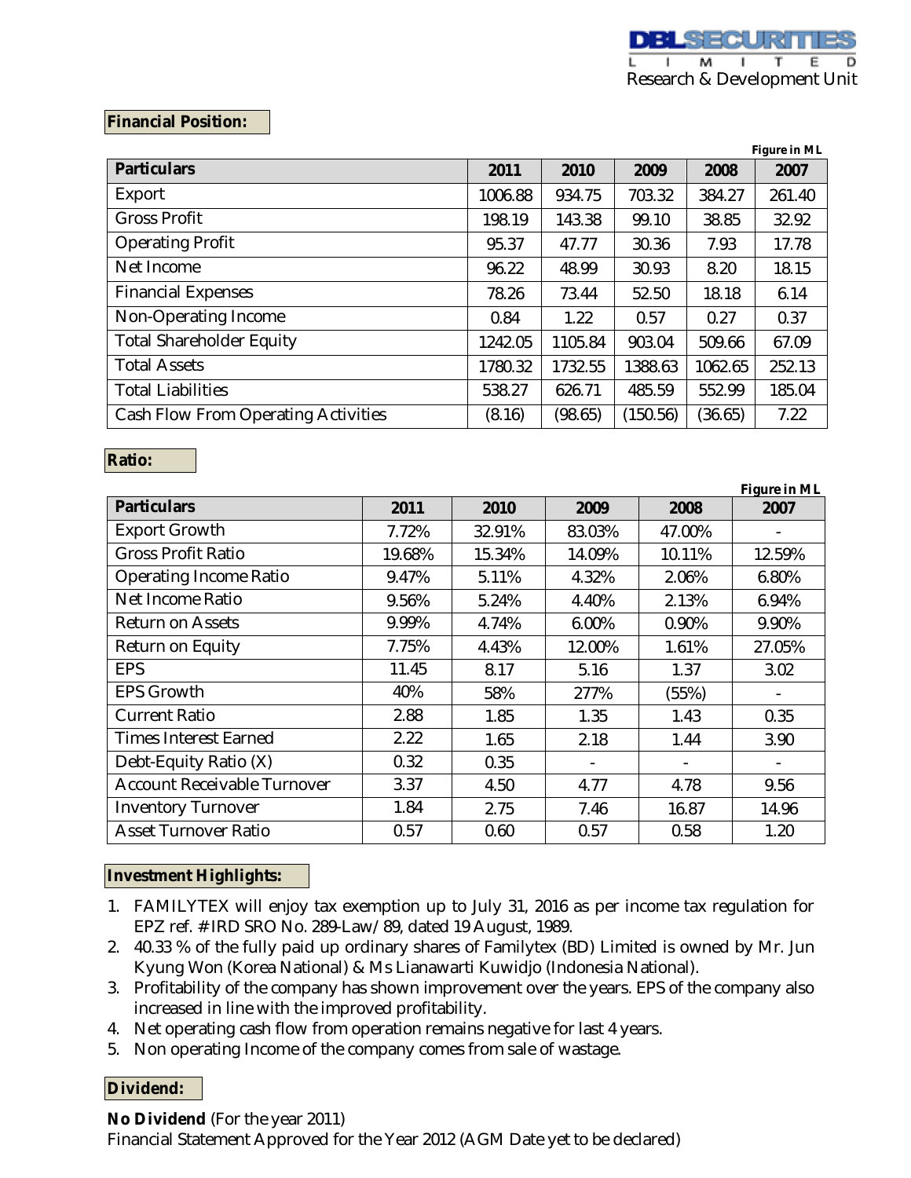**Financial Position:**

*Figure in ML*

| Particulars | 2011 | 2010 | 2009 | 2008 | 2007 |
|---|---|---|---|---|---|
| Export | 1006.88 | 934.75 | 703.32 | 384.27 | 261.40 |
| Gross Profit | 198.19 | 143.38 | 99.10 | 38.85 | 32.92 |
| Operating Profit | 95.37 | 47.77 | 30.36 | 7.93 | 17.78 |
| Net Income | 96.22 | 48.99 | 30.93 | 8.20 | 18.15 |
| Financial Expenses | 78.26 | 73.44 | 52.50 | 18.18 | 6.14 |
| Non-Operating Income | 0.84 | 1.22 | 0.57 | 0.27 | 0.37 |
| Total Shareholder Equity | 1242.05 | 1105.84 | 903.04 | 509.66 | 67.09 |
| Total Assets | 1780.32 | 1732.55 | 1388.63 | 1062.65 | 252.13 |
| Total Liabilities | 538.27 | 626.71 | 485.59 | 552.99 | 185.04 |
| Cash Flow From Operating Activities | (8.16) | (98.65) | (150.56) | (36.65) | 7.22 |

**Ratio:**

*Figure in ML*

| Particulars | 2011 | 2010 | 2009 | 2008 | 2007 |
|---|---|---|---|---|---|
| Export Growth | 7.72% | 32.91% | 83.03% | 47.00% | - |
| Gross Profit Ratio | 19.68% | 15.34% | 14.09% | 10.11% | 12.59% |
| Operating Income Ratio | 9.47% | 5.11% | 4.32% | 2.06% | 6.80% |
| Net Income Ratio | 9.56% | 5.24% | 4.40% | 2.13% | 6.94% |
| Return on Assets | 9.99% | 4.74% | 6.00% | 0.90% | 9.90% |
| Return on Equity | 7.75% | 4.43% | 12.00% | 1.61% | 27.05% |
| EPS | 11.45 | 8.17 | 5.16 | 1.37 | 3.02 |
| EPS Growth | 40% | 58% | 277% | (55%) | - |
| Current Ratio | 2.88 | 1.85 | 1.35 | 1.43 | 0.35 |
| Times Interest Earned | 2.22 | 1.65 | 2.18 | 1.44 | 3.90 |
| Debt-Equity Ratio (X) | 0.32 | 0.35 | - | - | - |
| Account Receivable Turnover | 3.37 | 4.50 | 4.77 | 4.78 | 9.56 |
| Inventory Turnover | 1.84 | 2.75 | 7.46 | 16.87 | 14.96 |
| Asset Turnover Ratio | 0.57 | 0.60 | 0.57 | 0.58 | 1.20 |

**Investment Highlights:**

1. FAMILYTEX will enjoy tax exemption up to July 31, 2016 as per income tax regulation for EPZ ref. # IRD SRO No. 289-Law/89, dated 19 August, 1989.
2. 40.33 % of the fully paid up ordinary shares of Familytex (BD) Limited is owned by Mr. Jun Kyung Won (Korea National) & Ms Lianawarti Kuwidjo (Indonesia National).
3. Profitability of the company has shown improvement over the years. EPS of the company also increased in line with the improved profitability.
4. Net operating cash flow from operation remains negative for last 4 years.
5. Non operating Income of the company comes from sale of wastage.

**Dividend:**

**No Dividend** (For the year 2011)
Financial Statement Approved for the Year 2012 (AGM Date yet to be declared)